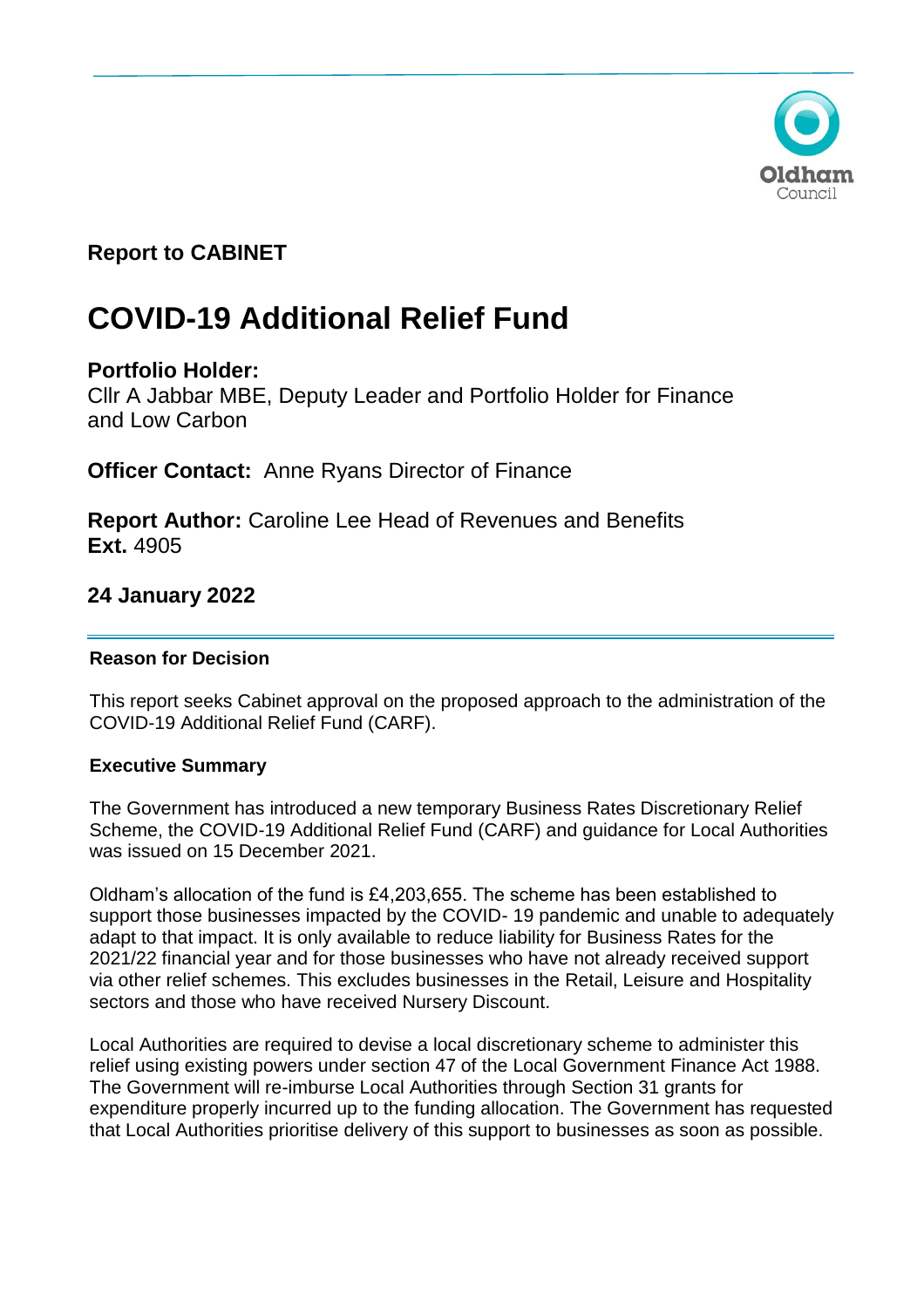**Report to CABINET**

# COVID-19 Additional Relief Fund

**Portfolio Holder:**
Cllr A Jabbar MBE, Deputy Leader and Portfolio Holder for Finance and Low Carbon

**Officer Contact:** Anne Ryans Director of Finance

**Report Author:** Caroline Lee Head of Revenues and Benefits
**Ext.** 4905

**24 January 2022**

---

**Reason for Decision**

This report seeks Cabinet approval on the proposed approach to the administration of the COVID-19 Additional Relief Fund (CARF).

**Executive Summary**

The Government has introduced a new temporary Business Rates Discretionary Relief Scheme, the COVID-19 Additional Relief Fund (CARF) and guidance for Local Authorities was issued on 15 December 2021.

Oldham's allocation of the fund is £4,203,655. The scheme has been established to support those businesses impacted by the COVID- 19 pandemic and unable to adequately adapt to that impact. It is only available to reduce liability for Business Rates for the 2021/22 financial year and for those businesses who have not already received support via other relief schemes. This excludes businesses in the Retail, Leisure and Hospitality sectors and those who have received Nursery Discount.

Local Authorities are required to devise a local discretionary scheme to administer this relief using existing powers under section 47 of the Local Government Finance Act 1988. The Government will re-imburse Local Authorities through Section 31 grants for expenditure properly incurred up to the funding allocation. The Government has requested that Local Authorities prioritise delivery of this support to businesses as soon as possible.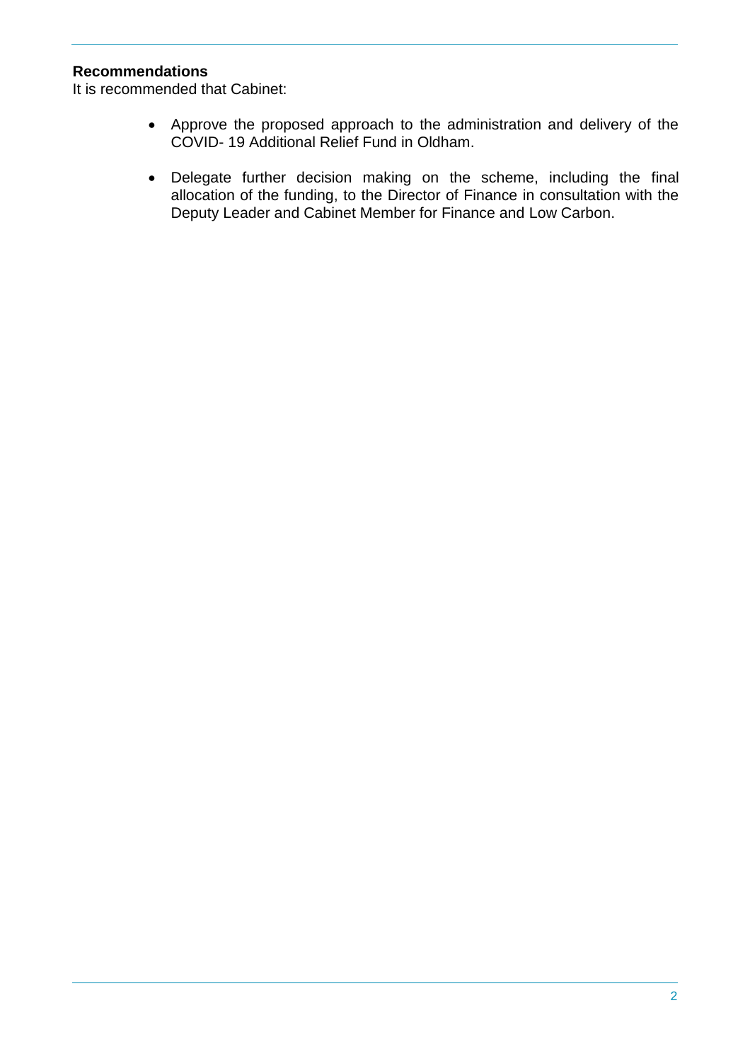**Recommendations**

It is recommended that Cabinet:

- Approve the proposed approach to the administration and delivery of the COVID- 19 Additional Relief Fund in Oldham.
- Delegate further decision making on the scheme, including the final allocation of the funding, to the Director of Finance in consultation with the Deputy Leader and Cabinet Member for Finance and Low Carbon.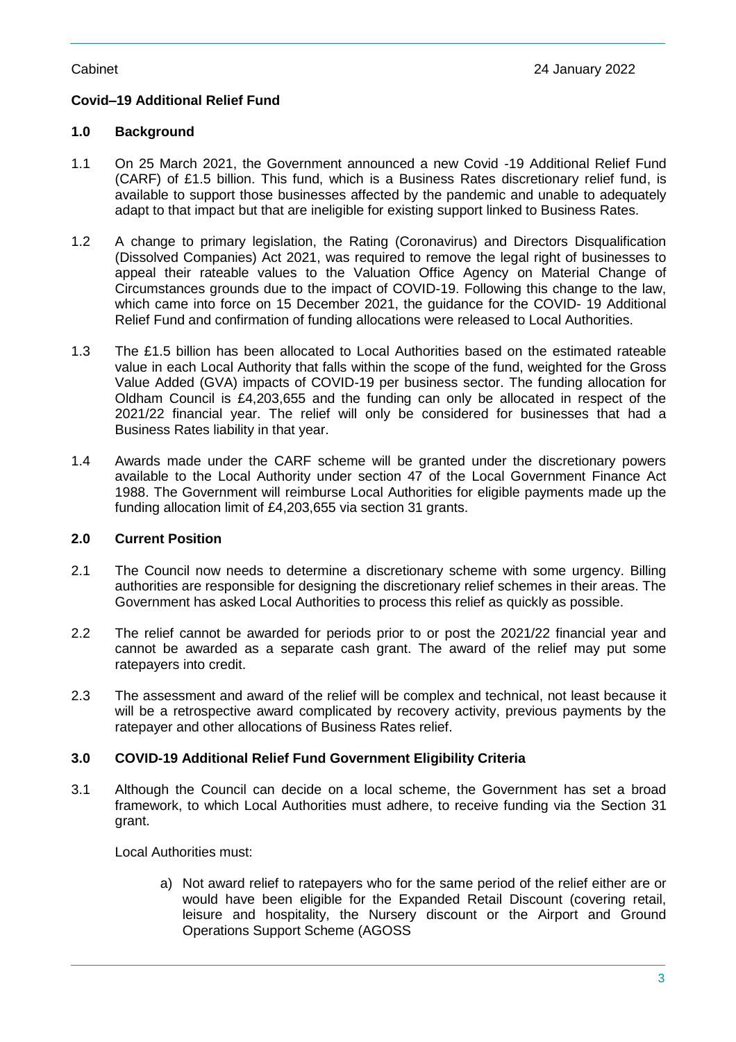## Covid–19 Additional Relief Fund

### 1.0 Background

1.1 On 25 March 2021, the Government announced a new Covid -19 Additional Relief Fund (CARF) of £1.5 billion. This fund, which is a Business Rates discretionary relief fund, is available to support those businesses affected by the pandemic and unable to adequately adapt to that impact but that are ineligible for existing support linked to Business Rates.

1.2 A change to primary legislation, the Rating (Coronavirus) and Directors Disqualification (Dissolved Companies) Act 2021, was required to remove the legal right of businesses to appeal their rateable values to the Valuation Office Agency on Material Change of Circumstances grounds due to the impact of COVID-19. Following this change to the law, which came into force on 15 December 2021, the guidance for the COVID- 19 Additional Relief Fund and confirmation of funding allocations were released to Local Authorities.

1.3 The £1.5 billion has been allocated to Local Authorities based on the estimated rateable value in each Local Authority that falls within the scope of the fund, weighted for the Gross Value Added (GVA) impacts of COVID-19 per business sector. The funding allocation for Oldham Council is £4,203,655 and the funding can only be allocated in respect of the 2021/22 financial year. The relief will only be considered for businesses that had a Business Rates liability in that year.

1.4 Awards made under the CARF scheme will be granted under the discretionary powers available to the Local Authority under section 47 of the Local Government Finance Act 1988. The Government will reimburse Local Authorities for eligible payments made up the funding allocation limit of £4,203,655 via section 31 grants.

### 2.0 Current Position

2.1 The Council now needs to determine a discretionary scheme with some urgency. Billing authorities are responsible for designing the discretionary relief schemes in their areas. The Government has asked Local Authorities to process this relief as quickly as possible.

2.2 The relief cannot be awarded for periods prior to or post the 2021/22 financial year and cannot be awarded as a separate cash grant. The award of the relief may put some ratepayers into credit.

2.3 The assessment and award of the relief will be complex and technical, not least because it will be a retrospective award complicated by recovery activity, previous payments by the ratepayer and other allocations of Business Rates relief.

### 3.0 COVID-19 Additional Relief Fund Government Eligibility Criteria

3.1 Although the Council can decide on a local scheme, the Government has set a broad framework, to which Local Authorities must adhere, to receive funding via the Section 31 grant.

Local Authorities must:

a) Not award relief to ratepayers who for the same period of the relief either are or would have been eligible for the Expanded Retail Discount (covering retail, leisure and hospitality, the Nursery discount or the Airport and Ground Operations Support Scheme (AGOSS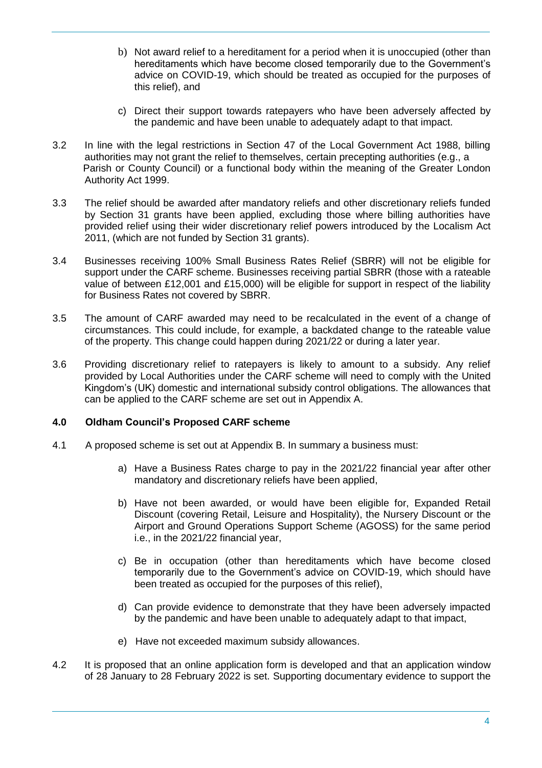b) Not award relief to a hereditament for a period when it is unoccupied (other than hereditaments which have become closed temporarily due to the Government's advice on COVID-19, which should be treated as occupied for the purposes of this relief), and

c) Direct their support towards ratepayers who have been adversely affected by the pandemic and have been unable to adequately adapt to that impact.

3.2 In line with the legal restrictions in Section 47 of the Local Government Act 1988, billing authorities may not grant the relief to themselves, certain precepting authorities (e.g., a Parish or County Council) or a functional body within the meaning of the Greater London Authority Act 1999.

3.3 The relief should be awarded after mandatory reliefs and other discretionary reliefs funded by Section 31 grants have been applied, excluding those where billing authorities have provided relief using their wider discretionary relief powers introduced by the Localism Act 2011, (which are not funded by Section 31 grants).

3.4 Businesses receiving 100% Small Business Rates Relief (SBRR) will not be eligible for support under the CARF scheme. Businesses receiving partial SBRR (those with a rateable value of between £12,001 and £15,000) will be eligible for support in respect of the liability for Business Rates not covered by SBRR.

3.5 The amount of CARF awarded may need to be recalculated in the event of a change of circumstances. This could include, for example, a backdated change to the rateable value of the property. This change could happen during 2021/22 or during a later year.

3.6 Providing discretionary relief to ratepayers is likely to amount to a subsidy. Any relief provided by Local Authorities under the CARF scheme will need to comply with the United Kingdom's (UK) domestic and international subsidy control obligations. The allowances that can be applied to the CARF scheme are set out in Appendix A.

## 4.0 Oldham Council's Proposed CARF scheme

4.1 A proposed scheme is set out at Appendix B. In summary a business must:

a) Have a Business Rates charge to pay in the 2021/22 financial year after other mandatory and discretionary reliefs have been applied,

b) Have not been awarded, or would have been eligible for, Expanded Retail Discount (covering Retail, Leisure and Hospitality), the Nursery Discount or the Airport and Ground Operations Support Scheme (AGOSS) for the same period i.e., in the 2021/22 financial year,

c) Be in occupation (other than hereditaments which have become closed temporarily due to the Government's advice on COVID-19, which should have been treated as occupied for the purposes of this relief),

d) Can provide evidence to demonstrate that they have been adversely impacted by the pandemic and have been unable to adequately adapt to that impact,

e) Have not exceeded maximum subsidy allowances.

4.2 It is proposed that an online application form is developed and that an application window of 28 January to 28 February 2022 is set. Supporting documentary evidence to support the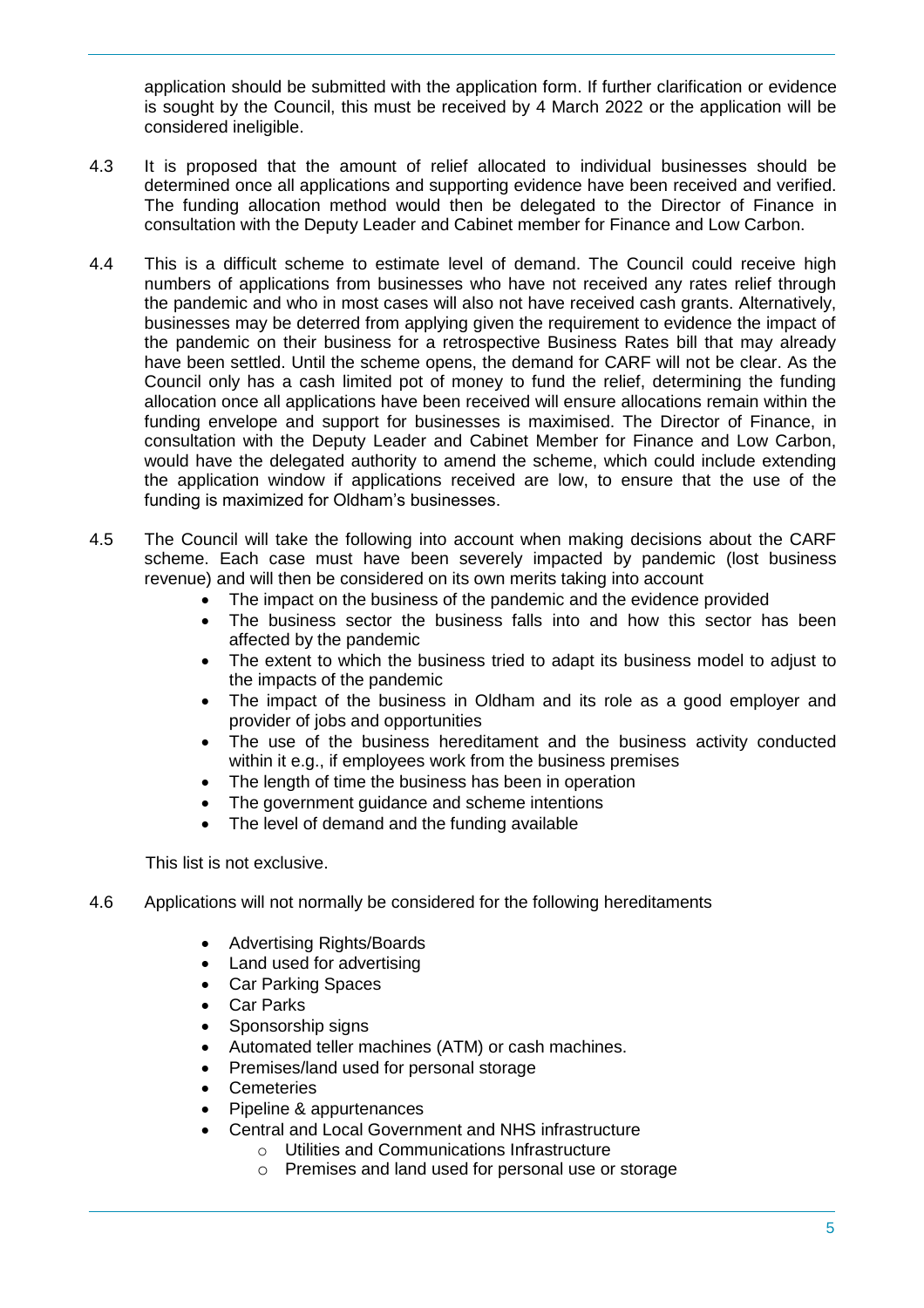application should be submitted with the application form. If further clarification or evidence is sought by the Council, this must be received by 4 March 2022 or the application will be considered ineligible.

4.3 It is proposed that the amount of relief allocated to individual businesses should be determined once all applications and supporting evidence have been received and verified. The funding allocation method would then be delegated to the Director of Finance in consultation with the Deputy Leader and Cabinet member for Finance and Low Carbon.

4.4 This is a difficult scheme to estimate level of demand. The Council could receive high numbers of applications from businesses who have not received any rates relief through the pandemic and who in most cases will also not have received cash grants. Alternatively, businesses may be deterred from applying given the requirement to evidence the impact of the pandemic on their business for a retrospective Business Rates bill that may already have been settled. Until the scheme opens, the demand for CARF will not be clear. As the Council only has a cash limited pot of money to fund the relief, determining the funding allocation once all applications have been received will ensure allocations remain within the funding envelope and support for businesses is maximised. The Director of Finance, in consultation with the Deputy Leader and Cabinet Member for Finance and Low Carbon, would have the delegated authority to amend the scheme, which could include extending the application window if applications received are low, to ensure that the use of the funding is maximized for Oldham's businesses.

4.5 The Council will take the following into account when making decisions about the CARF scheme. Each case must have been severely impacted by pandemic (lost business revenue) and will then be considered on its own merits taking into account

- The impact on the business of the pandemic and the evidence provided
- The business sector the business falls into and how this sector has been affected by the pandemic
- The extent to which the business tried to adapt its business model to adjust to the impacts of the pandemic
- The impact of the business in Oldham and its role as a good employer and provider of jobs and opportunities
- The use of the business hereditament and the business activity conducted within it e.g., if employees work from the business premises
- The length of time the business has been in operation
- The government guidance and scheme intentions
- The level of demand and the funding available

This list is not exclusive.

4.6 Applications will not normally be considered for the following hereditaments

- Advertising Rights/Boards
- Land used for advertising
- Car Parking Spaces
- Car Parks
- Sponsorship signs
- Automated teller machines (ATM) or cash machines.
- Premises/land used for personal storage
- Cemeteries
- Pipeline & appurtenances
- Central and Local Government and NHS infrastructure
  - Utilities and Communications Infrastructure
  - Premises and land used for personal use or storage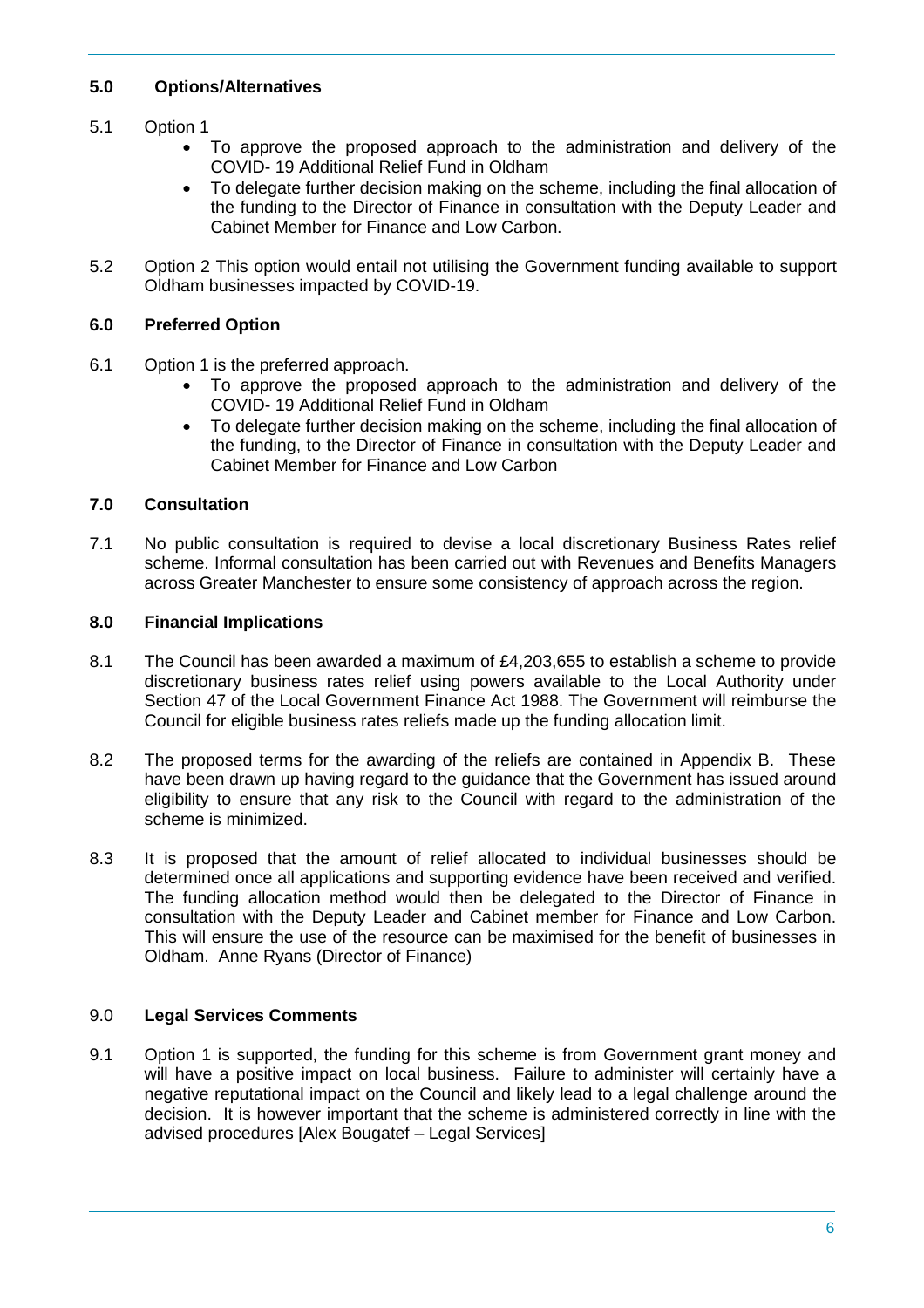## 5.0 Options/Alternatives

5.1 Option 1

- To approve the proposed approach to the administration and delivery of the COVID- 19 Additional Relief Fund in Oldham
- To delegate further decision making on the scheme, including the final allocation of the funding to the Director of Finance in consultation with the Deputy Leader and Cabinet Member for Finance and Low Carbon.

5.2 Option 2 This option would entail not utilising the Government funding available to support Oldham businesses impacted by COVID-19.

## 6.0 Preferred Option

6.1 Option 1 is the preferred approach.

- To approve the proposed approach to the administration and delivery of the COVID- 19 Additional Relief Fund in Oldham
- To delegate further decision making on the scheme, including the final allocation of the funding, to the Director of Finance in consultation with the Deputy Leader and Cabinet Member for Finance and Low Carbon

## 7.0 Consultation

7.1 No public consultation is required to devise a local discretionary Business Rates relief scheme. Informal consultation has been carried out with Revenues and Benefits Managers across Greater Manchester to ensure some consistency of approach across the region.

## 8.0 Financial Implications

8.1 The Council has been awarded a maximum of £4,203,655 to establish a scheme to provide discretionary business rates relief using powers available to the Local Authority under Section 47 of the Local Government Finance Act 1988. The Government will reimburse the Council for eligible business rates reliefs made up the funding allocation limit.

8.2 The proposed terms for the awarding of the reliefs are contained in Appendix B. These have been drawn up having regard to the guidance that the Government has issued around eligibility to ensure that any risk to the Council with regard to the administration of the scheme is minimized.

8.3 It is proposed that the amount of relief allocated to individual businesses should be determined once all applications and supporting evidence have been received and verified. The funding allocation method would then be delegated to the Director of Finance in consultation with the Deputy Leader and Cabinet member for Finance and Low Carbon. This will ensure the use of the resource can be maximised for the benefit of businesses in Oldham. Anne Ryans (Director of Finance)

## 9.0 Legal Services Comments

9.1 Option 1 is supported, the funding for this scheme is from Government grant money and will have a positive impact on local business. Failure to administer will certainly have a negative reputational impact on the Council and likely lead to a legal challenge around the decision. It is however important that the scheme is administered correctly in line with the advised procedures [Alex Bougatef – Legal Services]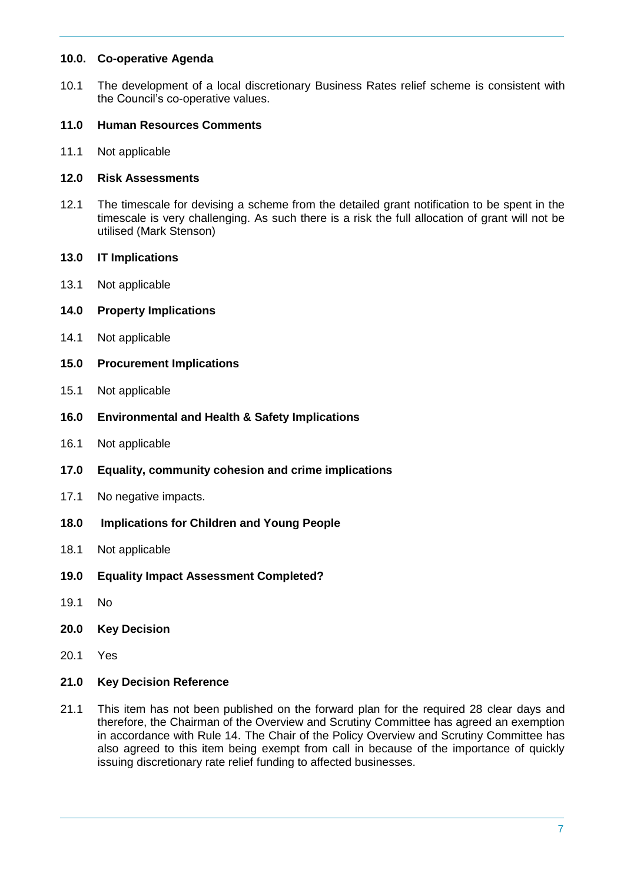## 10.0. Co-operative Agenda

10.1 The development of a local discretionary Business Rates relief scheme is consistent with the Council's co-operative values.

## 11.0 Human Resources Comments

11.1 Not applicable

## 12.0 Risk Assessments

12.1 The timescale for devising a scheme from the detailed grant notification to be spent in the timescale is very challenging. As such there is a risk the full allocation of grant will not be utilised (Mark Stenson)

## 13.0 IT Implications

13.1 Not applicable

## 14.0 Property Implications

14.1 Not applicable

## 15.0 Procurement Implications

15.1 Not applicable

## 16.0 Environmental and Health & Safety Implications

16.1 Not applicable

## 17.0 Equality, community cohesion and crime implications

17.1 No negative impacts.

## 18.0 Implications for Children and Young People

18.1 Not applicable

## 19.0 Equality Impact Assessment Completed?

19.1 No

## 20.0 Key Decision

20.1 Yes

## 21.0 Key Decision Reference

21.1 This item has not been published on the forward plan for the required 28 clear days and therefore, the Chairman of the Overview and Scrutiny Committee has agreed an exemption in accordance with Rule 14. The Chair of the Policy Overview and Scrutiny Committee has also agreed to this item being exempt from call in because of the importance of quickly issuing discretionary rate relief funding to affected businesses.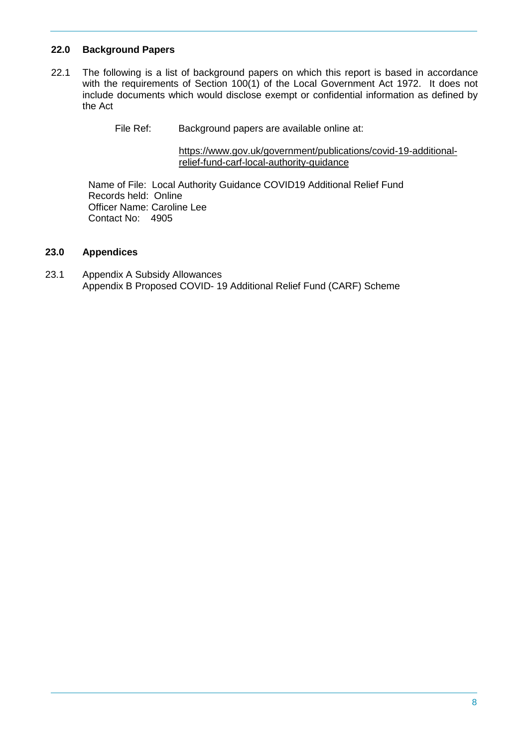## 22.0 Background Papers

22.1 The following is a list of background papers on which this report is based in accordance with the requirements of Section 100(1) of the Local Government Act 1972. It does not include documents which would disclose exempt or confidential information as defined by the Act

File Ref: Background papers are available online at:

https://www.gov.uk/government/publications/covid-19-additional-relief-fund-carf-local-authority-guidance

Name of File: Local Authority Guidance COVID19 Additional Relief Fund
Records held: Online
Officer Name: Caroline Lee
Contact No: 4905

## 23.0 Appendices

23.1 Appendix A Subsidy Allowances
Appendix B Proposed COVID- 19 Additional Relief Fund (CARF) Scheme